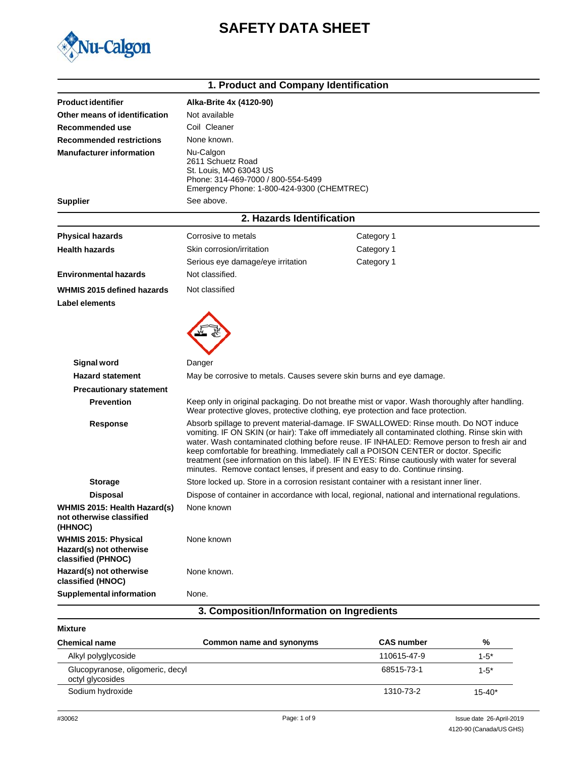# SAFETY DATA SHEET

## 1. Product and Company Identification

| | |
|---|---|
| **Product identifier** | **Alka-Brite 4x (4120-90)** |
| **Other means of identification** | Not available |
| **Recommended use** | Coil Cleaner |
| **Recommended restrictions** | None known. |
| **Manufacturer information** | Nu-Calgon<br>2611 Schuetz Road<br>St. Louis, MO 63043 US<br>Phone: 314-469-7000 / 800-554-5499<br>Emergency Phone: 1-800-424-9300 (CHEMTREC) |
| **Supplier** | See above. |

## 2. Hazards Identification

| | | |
|---|---|---|
| **Physical hazards** | Corrosive to metals | Category 1 |
| **Health hazards** | Skin corrosion/irritation | Category 1 |
| | Serious eye damage/eye irritation | Category 1 |
| **Environmental hazards** | Not classified. | |
| **WHMIS 2015 defined hazards** | Not classified | |

**Label elements**

**Signal word** Danger

**Hazard statement** May be corrosive to metals. Causes severe skin burns and eye damage.

**Precautionary statement**

**Prevention** Keep only in original packaging. Do not breathe mist or vapor. Wash thoroughly after handling. Wear protective gloves, protective clothing, eye protection and face protection.

**Response** Absorb spillage to prevent material-damage. IF SWALLOWED: Rinse mouth. Do NOT induce vomiting. IF ON SKIN (or hair): Take off immediately all contaminated clothing. Rinse skin with water. Wash contaminated clothing before reuse. IF INHALED: Remove person to fresh air and keep comfortable for breathing. Immediately call a POISON CENTER or doctor. Specific treatment (see information on this label). IF IN EYES: Rinse cautiously with water for several minutes. Remove contact lenses, if present and easy to do. Continue rinsing.

**Storage** Store locked up. Store in a corrosion resistant container with a resistant inner liner.

**Disposal** Dispose of container in accordance with local, regional, national and international regulations.

**WHMIS 2015: Health Hazard(s) not otherwise classified (HHNOC)** None known

**WHMIS 2015: Physical Hazard(s) not otherwise classified (PHNOC)** None known

**Hazard(s) not otherwise classified (HNOC)** None known.

**Supplemental information** None.

## 3. Composition/Information on Ingredients

**Mixture**

| Chemical name | Common name and synonyms | CAS number | % |
|---|---|---|---|
| Alkyl polyglycoside | | 110615-47-9 | 1-5* |
| Glucopyranose, oligomeric, decyl octyl glycosides | | 68515-73-1 | 1-5* |
| Sodium hydroxide | | 1310-73-2 | 15-40* |

#30062 Issue date 26-April-2019
4120-90 (Canada/US GHS)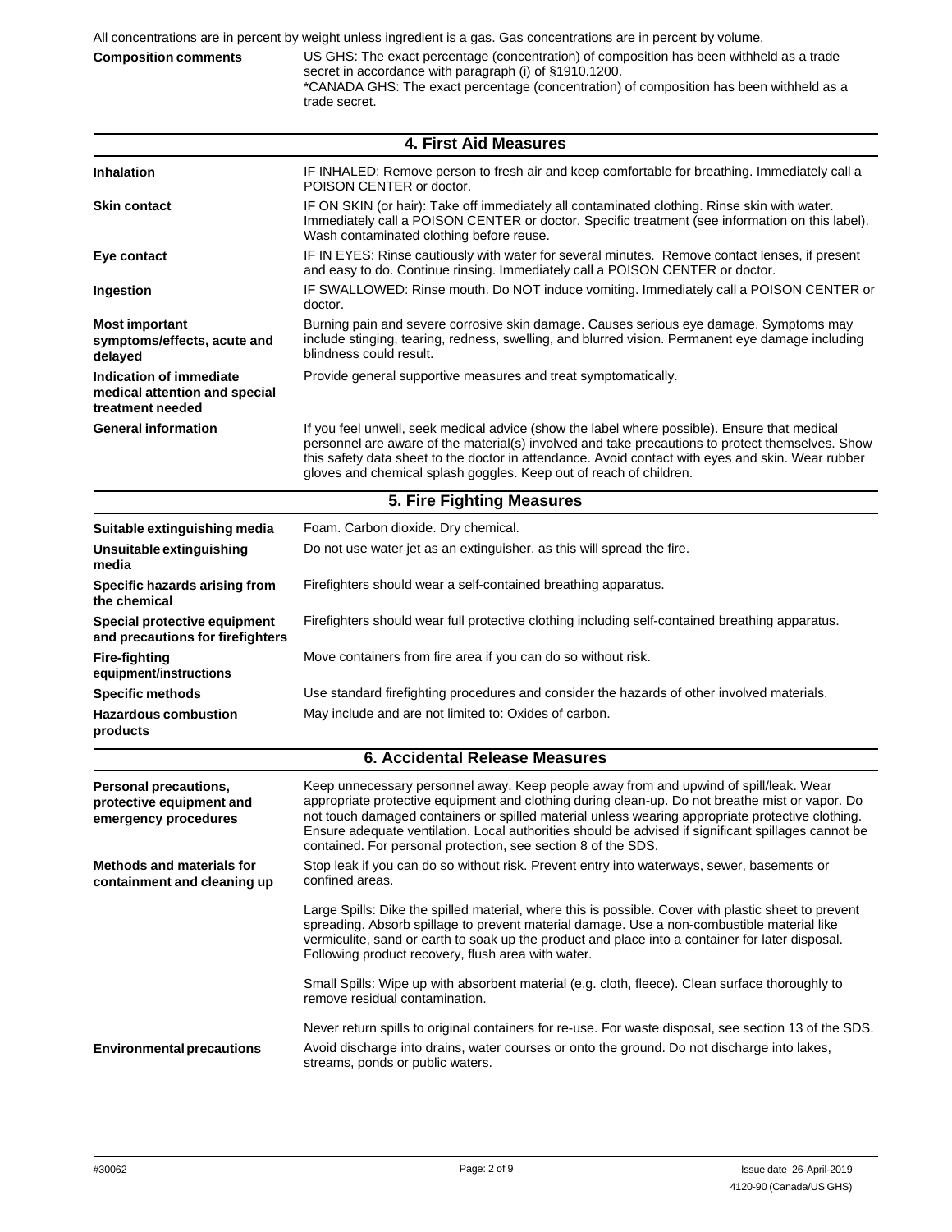All concentrations are in percent by weight unless ingredient is a gas. Gas concentrations are in percent by volume.

**Composition comments** US GHS: The exact percentage (concentration) of composition has been withheld as a trade secret in accordance with paragraph (i) of §1910.1200.
*CANADA GHS: The exact percentage (concentration) of composition has been withheld as a trade secret.

## 4. First Aid Measures

**Inhalation** IF INHALED: Remove person to fresh air and keep comfortable for breathing. Immediately call a POISON CENTER or doctor.

**Skin contact** IF ON SKIN (or hair): Take off immediately all contaminated clothing. Rinse skin with water. Immediately call a POISON CENTER or doctor. Specific treatment (see information on this label). Wash contaminated clothing before reuse.

**Eye contact** IF IN EYES: Rinse cautiously with water for several minutes. Remove contact lenses, if present and easy to do. Continue rinsing. Immediately call a POISON CENTER or doctor.

**Ingestion** IF SWALLOWED: Rinse mouth. Do NOT induce vomiting. Immediately call a POISON CENTER or doctor.

**Most important symptoms/effects, acute and delayed** Burning pain and severe corrosive skin damage. Causes serious eye damage. Symptoms may include stinging, tearing, redness, swelling, and blurred vision. Permanent eye damage including blindness could result.

**Indication of immediate medical attention and special treatment needed** Provide general supportive measures and treat symptomatically.

**General information** If you feel unwell, seek medical advice (show the label where possible). Ensure that medical personnel are aware of the material(s) involved and take precautions to protect themselves. Show this safety data sheet to the doctor in attendance. Avoid contact with eyes and skin. Wear rubber gloves and chemical splash goggles. Keep out of reach of children.

## 5. Fire Fighting Measures

**Suitable extinguishing media** Foam. Carbon dioxide. Dry chemical.

**Unsuitable extinguishing media** Do not use water jet as an extinguisher, as this will spread the fire.

**Specific hazards arising from the chemical** Firefighters should wear a self-contained breathing apparatus.

**Special protective equipment and precautions for firefighters** Firefighters should wear full protective clothing including self-contained breathing apparatus.

**Fire-fighting equipment/instructions** Move containers from fire area if you can do so without risk.

**Specific methods** Use standard firefighting procedures and consider the hazards of other involved materials.

**Hazardous combustion products** May include and are not limited to: Oxides of carbon.

## 6. Accidental Release Measures

**Personal precautions, protective equipment and emergency procedures** Keep unnecessary personnel away. Keep people away from and upwind of spill/leak. Wear appropriate protective equipment and clothing during clean-up. Do not breathe mist or vapor. Do not touch damaged containers or spilled material unless wearing appropriate protective clothing. Ensure adequate ventilation. Local authorities should be advised if significant spillages cannot be contained. For personal protection, see section 8 of the SDS.

**Methods and materials for containment and cleaning up** Stop leak if you can do so without risk. Prevent entry into waterways, sewer, basements or confined areas.

Large Spills: Dike the spilled material, where this is possible. Cover with plastic sheet to prevent spreading. Absorb spillage to prevent material damage. Use a non-combustible material like vermiculite, sand or earth to soak up the product and place into a container for later disposal. Following product recovery, flush area with water.

Small Spills: Wipe up with absorbent material (e.g. cloth, fleece). Clean surface thoroughly to remove residual contamination.

Never return spills to original containers for re-use. For waste disposal, see section 13 of the SDS.

**Environmental precautions** Avoid discharge into drains, water courses or onto the ground. Do not discharge into lakes, streams, ponds or public waters.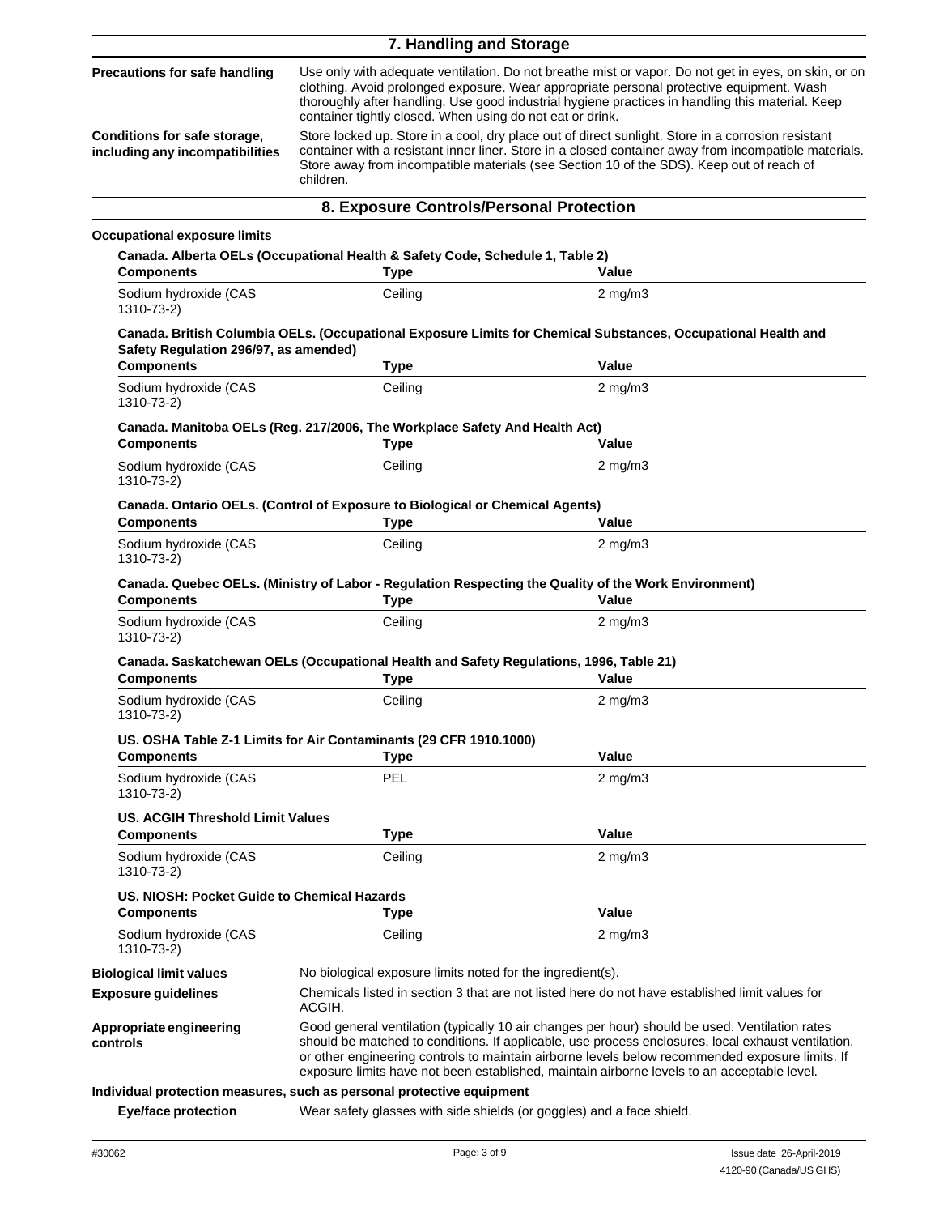## 7. Handling and Storage

**Precautions for safe handling**
Use only with adequate ventilation. Do not breathe mist or vapor. Do not get in eyes, on skin, or on clothing. Avoid prolonged exposure. Wear appropriate personal protective equipment. Wash thoroughly after handling. Use good industrial hygiene practices in handling this material. Keep container tightly closed. When using do not eat or drink.

**Conditions for safe storage, including any incompatibilities**
Store locked up. Store in a cool, dry place out of direct sunlight. Store in a corrosion resistant container with a resistant inner liner. Store in a closed container away from incompatible materials. Store away from incompatible materials (see Section 10 of the SDS). Keep out of reach of children.

## 8. Exposure Controls/Personal Protection

**Occupational exposure limits**

**Canada. Alberta OELs (Occupational Health & Safety Code, Schedule 1, Table 2)**

| Components | Type | Value |
|---|---|---|
| Sodium hydroxide (CAS 1310-73-2) | Ceiling | 2 mg/m3 |

**Canada. British Columbia OELs. (Occupational Exposure Limits for Chemical Substances, Occupational Health and Safety Regulation 296/97, as amended)**

| Components | Type | Value |
|---|---|---|
| Sodium hydroxide (CAS 1310-73-2) | Ceiling | 2 mg/m3 |

**Canada. Manitoba OELs (Reg. 217/2006, The Workplace Safety And Health Act)**

| Components | Type | Value |
|---|---|---|
| Sodium hydroxide (CAS 1310-73-2) | Ceiling | 2 mg/m3 |

**Canada. Ontario OELs. (Control of Exposure to Biological or Chemical Agents)**

| Components | Type | Value |
|---|---|---|
| Sodium hydroxide (CAS 1310-73-2) | Ceiling | 2 mg/m3 |

**Canada. Quebec OELs. (Ministry of Labor - Regulation Respecting the Quality of the Work Environment)**

| Components | Type | Value |
|---|---|---|
| Sodium hydroxide (CAS 1310-73-2) | Ceiling | 2 mg/m3 |

**Canada. Saskatchewan OELs (Occupational Health and Safety Regulations, 1996, Table 21)**

| Components | Type | Value |
|---|---|---|
| Sodium hydroxide (CAS 1310-73-2) | Ceiling | 2 mg/m3 |

**US. OSHA Table Z-1 Limits for Air Contaminants (29 CFR 1910.1000)**

| Components | Type | Value |
|---|---|---|
| Sodium hydroxide (CAS 1310-73-2) | PEL | 2 mg/m3 |

**US. ACGIH Threshold Limit Values**

| Components | Type | Value |
|---|---|---|
| Sodium hydroxide (CAS 1310-73-2) | Ceiling | 2 mg/m3 |

**US. NIOSH: Pocket Guide to Chemical Hazards**

| Components | Type | Value |
|---|---|---|
| Sodium hydroxide (CAS 1310-73-2) | Ceiling | 2 mg/m3 |

**Biological limit values**
No biological exposure limits noted for the ingredient(s).

**Exposure guidelines**
Chemicals listed in section 3 that are not listed here do not have established limit values for ACGIH.

**Appropriate engineering controls**
Good general ventilation (typically 10 air changes per hour) should be used. Ventilation rates should be matched to conditions. If applicable, use process enclosures, local exhaust ventilation, or other engineering controls to maintain airborne levels below recommended exposure limits. If exposure limits have not been established, maintain airborne levels to an acceptable level.

**Individual protection measures, such as personal protective equipment**

**Eye/face protection**
Wear safety glasses with side shields (or goggles) and a face shield.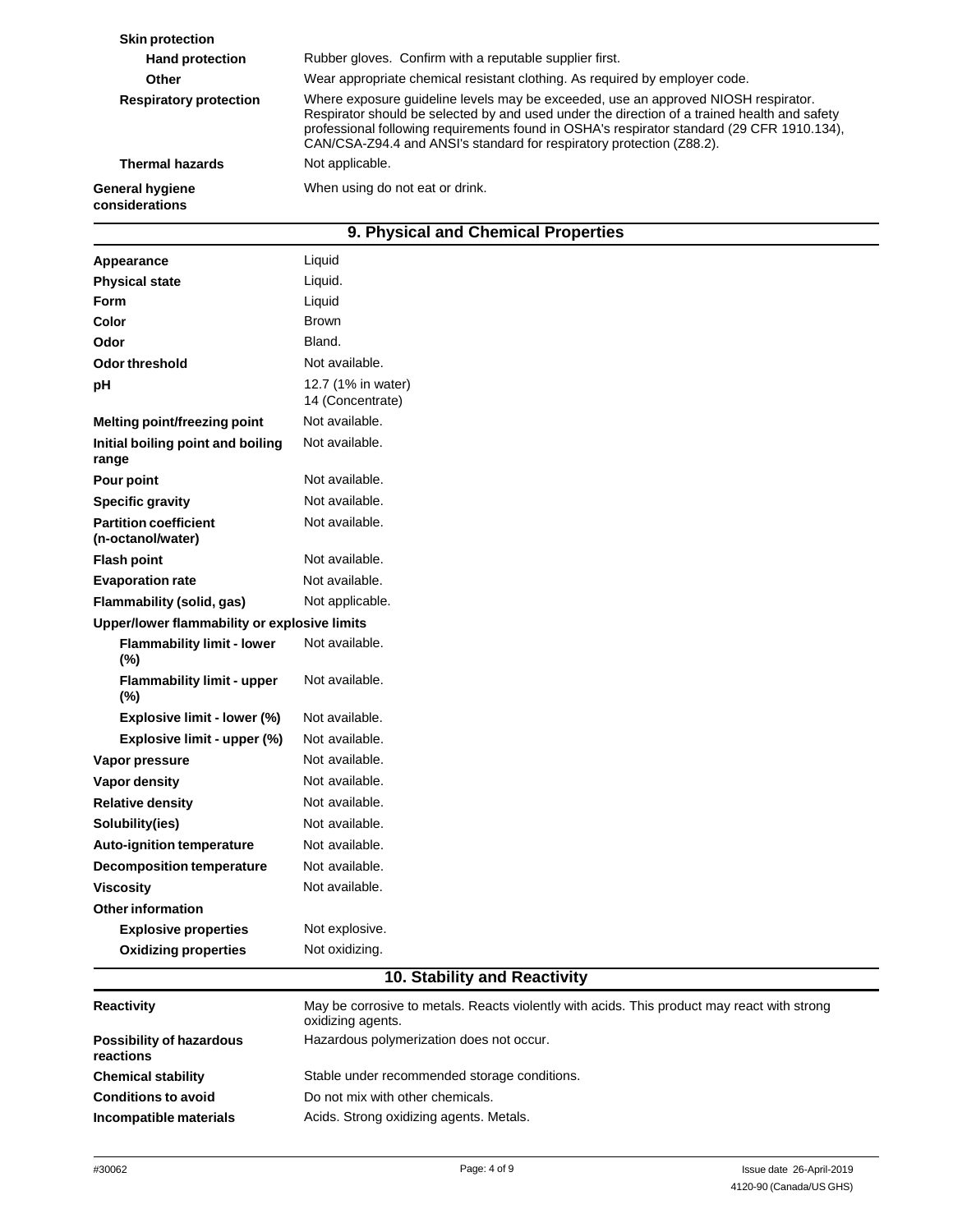| | |
|---|---|
| **Skin protection** | |
| **Hand protection** | Rubber gloves. Confirm with a reputable supplier first. |
| **Other** | Wear appropriate chemical resistant clothing. As required by employer code. |
| **Respiratory protection** | Where exposure guideline levels may be exceeded, use an approved NIOSH respirator. Respirator should be selected by and used under the direction of a trained health and safety professional following requirements found in OSHA's respirator standard (29 CFR 1910.134), CAN/CSA-Z94.4 and ANSI's standard for respiratory protection (Z88.2). |
| **Thermal hazards** | Not applicable. |
| **General hygiene considerations** | When using do not eat or drink. |

## 9. Physical and Chemical Properties

| | |
|---|---|
| **Appearance** | Liquid |
| **Physical state** | Liquid. |
| **Form** | Liquid |
| **Color** | Brown |
| **Odor** | Bland. |
| **Odor threshold** | Not available. |
| **pH** | 12.7 (1% in water)<br>14 (Concentrate) |
| **Melting point/freezing point** | Not available. |
| **Initial boiling point and boiling range** | Not available. |
| **Pour point** | Not available. |
| **Specific gravity** | Not available. |
| **Partition coefficient (n-octanol/water)** | Not available. |
| **Flash point** | Not available. |
| **Evaporation rate** | Not available. |
| **Flammability (solid, gas)** | Not applicable. |
| **Upper/lower flammability or explosive limits** | |
| **Flammability limit - lower (%)** | Not available. |
| **Flammability limit - upper (%)** | Not available. |
| **Explosive limit - lower (%)** | Not available. |
| **Explosive limit - upper (%)** | Not available. |
| **Vapor pressure** | Not available. |
| **Vapor density** | Not available. |
| **Relative density** | Not available. |
| **Solubility(ies)** | Not available. |
| **Auto-ignition temperature** | Not available. |
| **Decomposition temperature** | Not available. |
| **Viscosity** | Not available. |
| **Other information** | |
| **Explosive properties** | Not explosive. |
| **Oxidizing properties** | Not oxidizing. |

## 10. Stability and Reactivity

| | |
|---|---|
| **Reactivity** | May be corrosive to metals. Reacts violently with acids. This product may react with strong oxidizing agents. |
| **Possibility of hazardous reactions** | Hazardous polymerization does not occur. |
| **Chemical stability** | Stable under recommended storage conditions. |
| **Conditions to avoid** | Do not mix with other chemicals. |
| **Incompatible materials** | Acids. Strong oxidizing agents. Metals. |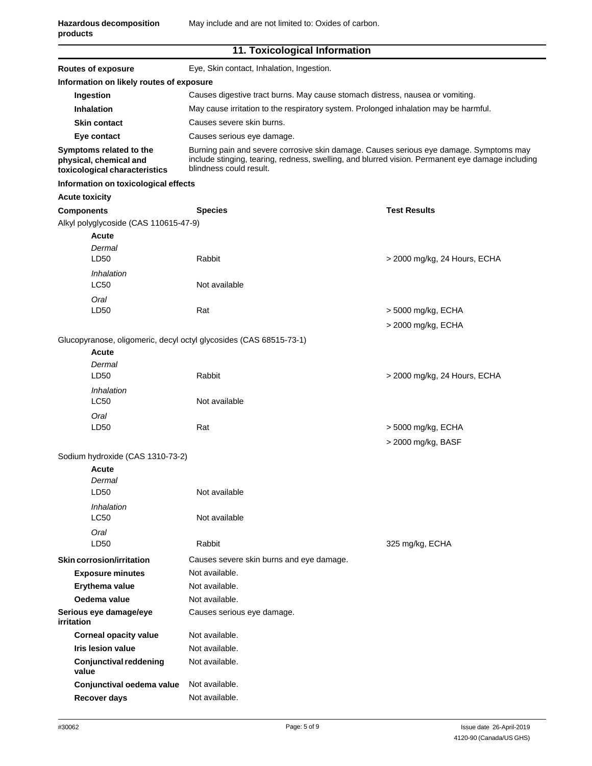**Hazardous decomposition products** May include and are not limited to: Oxides of carbon.

## 11. Toxicological Information

**Routes of exposure** Eye, Skin contact, Inhalation, Ingestion.

**Information on likely routes of exposure**

- **Ingestion** Causes digestive tract burns. May cause stomach distress, nausea or vomiting.
- **Inhalation** May cause irritation to the respiratory system. Prolonged inhalation may be harmful.
- **Skin contact** Causes severe skin burns.
- **Eye contact** Causes serious eye damage.

**Symptoms related to the physical, chemical and toxicological characteristics** Burning pain and severe corrosive skin damage. Causes serious eye damage. Symptoms may include stinging, tearing, redness, swelling, and blurred vision. Permanent eye damage including blindness could result.

**Information on toxicological effects**

**Acute toxicity**

| Components | Species | Test Results |
|---|---|---|
| Alkyl polyglycoside (CAS 110615-47-9) | | |
| **Acute** | | |
| *Dermal* | | |
| LD50 | Rabbit | > 2000 mg/kg, 24 Hours, ECHA |
| *Inhalation* | | |
| LC50 | Not available | |
| *Oral* | | |
| LD50 | Rat | > 5000 mg/kg, ECHA |
| | | > 2000 mg/kg, ECHA |
| Glucopyranose, oligomeric, decyl octyl glycosides (CAS 68515-73-1) | | |
| **Acute** | | |
| *Dermal* | | |
| LD50 | Rabbit | > 2000 mg/kg, 24 Hours, ECHA |
| *Inhalation* | | |
| LC50 | Not available | |
| *Oral* | | |
| LD50 | Rat | > 5000 mg/kg, ECHA |
| | | > 2000 mg/kg, BASF |
| Sodium hydroxide (CAS 1310-73-2) | | |
| **Acute** | | |
| *Dermal* | | |
| LD50 | Not available | |
| *Inhalation* | | |
| LC50 | Not available | |
| *Oral* | | |
| LD50 | Rabbit | 325 mg/kg, ECHA |

**Skin corrosion/irritation** Causes severe skin burns and eye damage.

- **Exposure minutes** Not available.
- **Erythema value** Not available.
- **Oedema value** Not available.

**Serious eye damage/eye irritation** Causes serious eye damage.

- **Corneal opacity value** Not available.
- **Iris lesion value** Not available.
- **Conjunctival reddening value** Not available.
- **Conjunctival oedema value** Not available.
- **Recover days** Not available.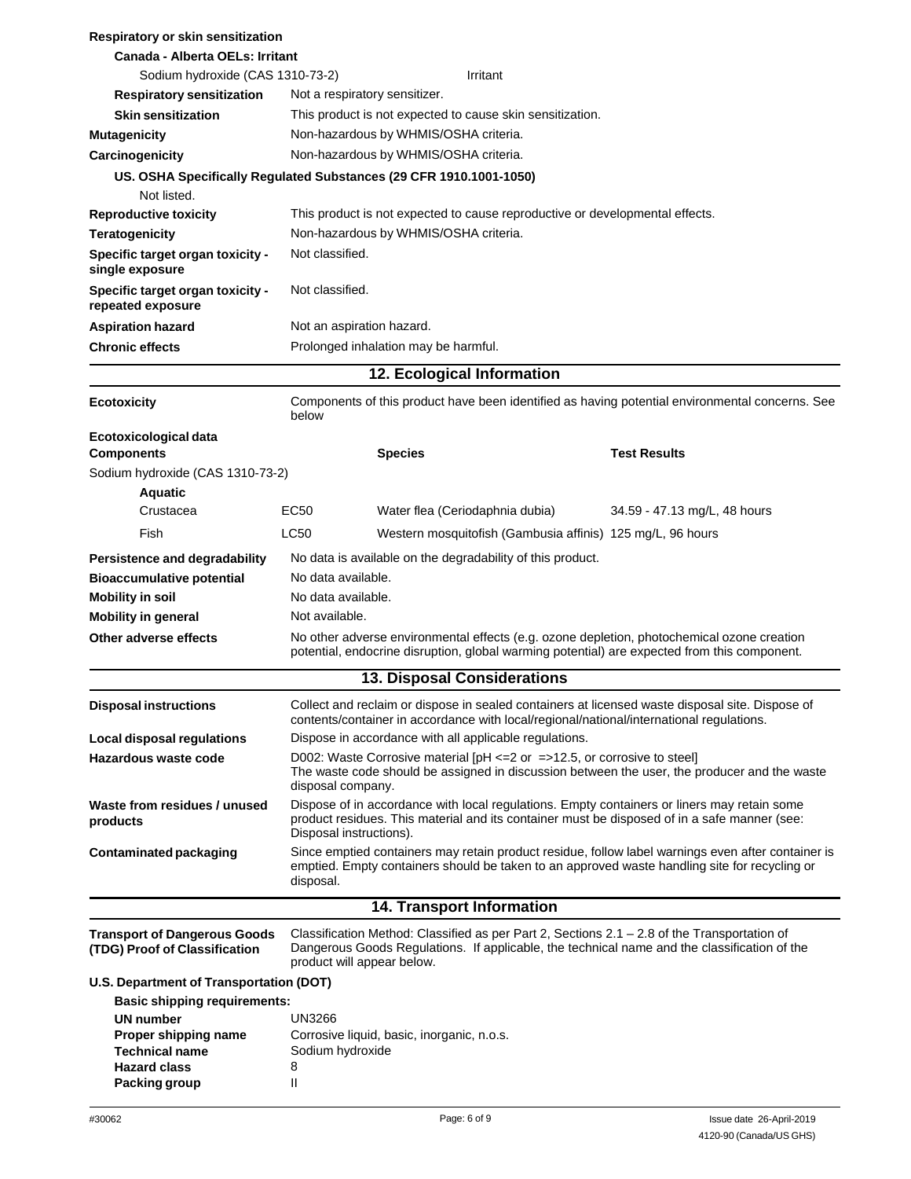**Respiratory or skin sensitization**

**Canada - Alberta OELs: Irritant**

| | |
|---|---|
| Sodium hydroxide (CAS 1310-73-2) | Irritant |

| | |
|---|---|
| **Respiratory sensitization** | Not a respiratory sensitizer. |
| **Skin sensitization** | This product is not expected to cause skin sensitization. |
| **Mutagenicity** | Non-hazardous by WHMIS/OSHA criteria. |
| **Carcinogenicity** | Non-hazardous by WHMIS/OSHA criteria. |

**US. OSHA Specifically Regulated Substances (29 CFR 1910.1001-1050)**

Not listed.

| | |
|---|---|
| **Reproductive toxicity** | This product is not expected to cause reproductive or developmental effects. |
| **Teratogenicity** | Non-hazardous by WHMIS/OSHA criteria. |
| **Specific target organ toxicity - single exposure** | Not classified. |
| **Specific target organ toxicity - repeated exposure** | Not classified. |
| **Aspiration hazard** | Not an aspiration hazard. |
| **Chronic effects** | Prolonged inhalation may be harmful. |

## 12. Ecological Information

**Ecotoxicity** Components of this product have been identified as having potential environmental concerns. See below

**Ecotoxicological data**

| **Components** | | **Species** | **Test Results** |
|---|---|---|---|
| Sodium hydroxide (CAS 1310-73-2) | | | |
| **Aquatic** | | | |
| Crustacea | EC50 | Water flea (Ceriodaphnia dubia) | 34.59 - 47.13 mg/L, 48 hours |
| Fish | LC50 | Western mosquitofish (Gambusia affinis) | 125 mg/L, 96 hours |

| | |
|---|---|
| **Persistence and degradability** | No data is available on the degradability of this product. |
| **Bioaccumulative potential** | No data available. |
| **Mobility in soil** | No data available. |
| **Mobility in general** | Not available. |
| **Other adverse effects** | No other adverse environmental effects (e.g. ozone depletion, photochemical ozone creation potential, endocrine disruption, global warming potential) are expected from this component. |

## 13. Disposal Considerations

| | |
|---|---|
| **Disposal instructions** | Collect and reclaim or dispose in sealed containers at licensed waste disposal site. Dispose of contents/container in accordance with local/regional/national/international regulations. |
| **Local disposal regulations** | Dispose in accordance with all applicable regulations. |
| **Hazardous waste code** | D002: Waste Corrosive material [pH <=2 or =>12.5, or corrosive to steel] The waste code should be assigned in discussion between the user, the producer and the waste disposal company. |
| **Waste from residues / unused products** | Dispose of in accordance with local regulations. Empty containers or liners may retain some product residues. This material and its container must be disposed of in a safe manner (see: Disposal instructions). |
| **Contaminated packaging** | Since emptied containers may retain product residue, follow label warnings even after container is emptied. Empty containers should be taken to an approved waste handling site for recycling or disposal. |

## 14. Transport Information

**Transport of Dangerous Goods (TDG) Proof of Classification** Classification Method: Classified as per Part 2, Sections 2.1 – 2.8 of the Transportation of Dangerous Goods Regulations. If applicable, the technical name and the classification of the product will appear below.

**U.S. Department of Transportation (DOT)**

**Basic shipping requirements:**

| | |
|---|---|
| **UN number** | UN3266 |
| **Proper shipping name** | Corrosive liquid, basic, inorganic, n.o.s. |
| **Technical name** | Sodium hydroxide |
| **Hazard class** | 8 |
| **Packing group** | II |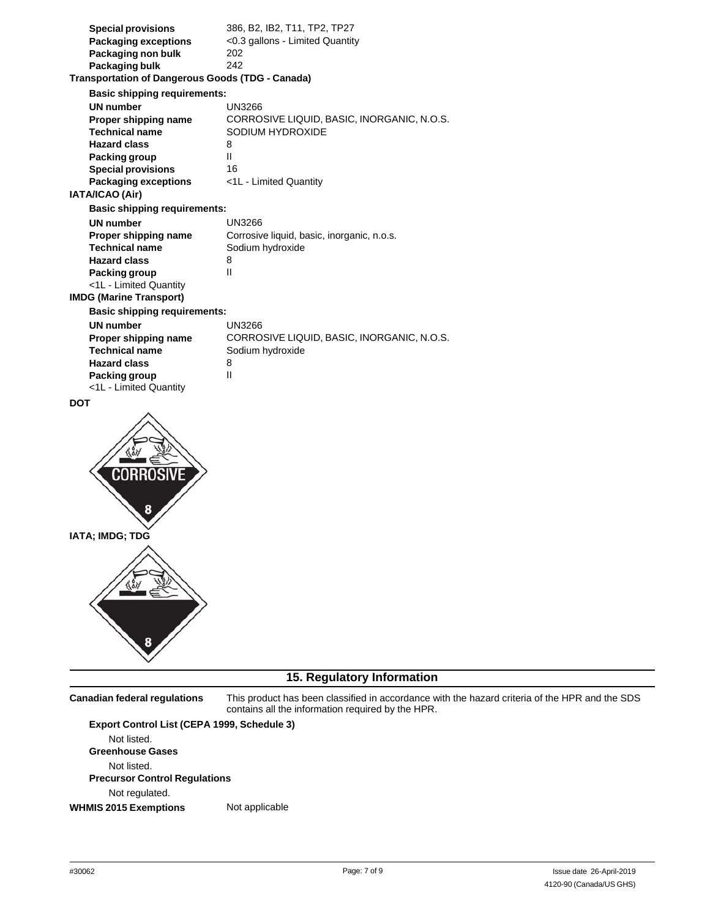| | |
|---|---|
| **Special provisions** | 386, B2, IB2, T11, TP2, TP27 |
| **Packaging exceptions** | <0.3 gallons - Limited Quantity |
| **Packaging non bulk** | 202 |
| **Packaging bulk** | 242 |

**Transportation of Dangerous Goods (TDG - Canada)**

**Basic shipping requirements:**

| | |
|---|---|
| **UN number** | UN3266 |
| **Proper shipping name** | CORROSIVE LIQUID, BASIC, INORGANIC, N.O.S. |
| **Technical name** | SODIUM HYDROXIDE |
| **Hazard class** | 8 |
| **Packing group** | II |
| **Special provisions** | 16 |
| **Packaging exceptions** | <1L - Limited Quantity |

**IATA/ICAO (Air)**

**Basic shipping requirements:**

| | |
|---|---|
| **UN number** | UN3266 |
| **Proper shipping name** | Corrosive liquid, basic, inorganic, n.o.s. |
| **Technical name** | Sodium hydroxide |
| **Hazard class** | 8 |
| **Packing group** | II |

<1L - Limited Quantity

**IMDG (Marine Transport)**

**Basic shipping requirements:**

| | |
|---|---|
| **UN number** | UN3266 |
| **Proper shipping name** | CORROSIVE LIQUID, BASIC, INORGANIC, N.O.S. |
| **Technical name** | Sodium hydroxide |
| **Hazard class** | 8 |
| **Packing group** | II |

<1L - Limited Quantity

**DOT**

CORROSIVE

8

**IATA; IMDG; TDG**

8

## 15. Regulatory Information

**Canadian federal regulations** This product has been classified in accordance with the hazard criteria of the HPR and the SDS contains all the information required by the HPR.

**Export Control List (CEPA 1999, Schedule 3)**

Not listed.

**Greenhouse Gases**

Not listed.

**Precursor Control Regulations**

Not regulated.

**WHMIS 2015 Exemptions** Not applicable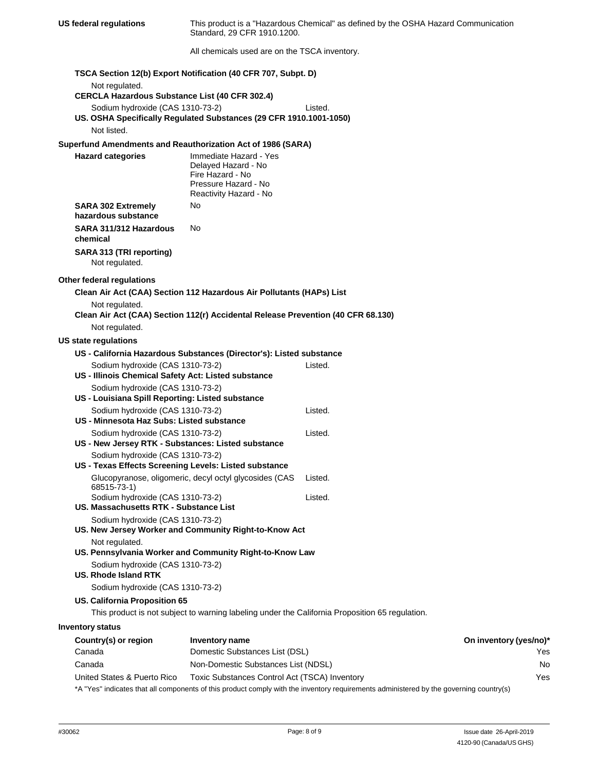**US federal regulations** This product is a "Hazardous Chemical" as defined by the OSHA Hazard Communication Standard, 29 CFR 1910.1200.

All chemicals used are on the TSCA inventory.

**TSCA Section 12(b) Export Notification (40 CFR 707, Subpt. D)**

Not regulated.

**CERCLA Hazardous Substance List (40 CFR 302.4)**

Sodium hydroxide (CAS 1310-73-2) Listed.

**US. OSHA Specifically Regulated Substances (29 CFR 1910.1001-1050)**

Not listed.

**Superfund Amendments and Reauthorization Act of 1986 (SARA)**

**Hazard categories**
Immediate Hazard - Yes
Delayed Hazard - No
Fire Hazard - No
Pressure Hazard - No
Reactivity Hazard - No

**SARA 302 Extremely hazardous substance** No

**SARA 311/312 Hazardous chemical** No

**SARA 313 (TRI reporting)**

Not regulated.

**Other federal regulations**

**Clean Air Act (CAA) Section 112 Hazardous Air Pollutants (HAPs) List**

Not regulated.

**Clean Air Act (CAA) Section 112(r) Accidental Release Prevention (40 CFR 68.130)**

Not regulated.

**US state regulations**

**US - California Hazardous Substances (Director's): Listed substance**

Sodium hydroxide (CAS 1310-73-2) Listed.

**US - Illinois Chemical Safety Act: Listed substance**

Sodium hydroxide (CAS 1310-73-2)

**US - Louisiana Spill Reporting: Listed substance**

Sodium hydroxide (CAS 1310-73-2) Listed.

**US - Minnesota Haz Subs: Listed substance**

Sodium hydroxide (CAS 1310-73-2) Listed.

**US - New Jersey RTK - Substances: Listed substance**

Sodium hydroxide (CAS 1310-73-2)

**US - Texas Effects Screening Levels: Listed substance**

Glucopyranose, oligomeric, decyl octyl glycosides (CAS 68515-73-1) Listed.
Sodium hydroxide (CAS 1310-73-2) Listed.

**US. Massachusetts RTK - Substance List**

Sodium hydroxide (CAS 1310-73-2)

**US. New Jersey Worker and Community Right-to-Know Act**

Not regulated.

**US. Pennsylvania Worker and Community Right-to-Know Law**

Sodium hydroxide (CAS 1310-73-2)

**US. Rhode Island RTK**

Sodium hydroxide (CAS 1310-73-2)

**US. California Proposition 65**

This product is not subject to warning labeling under the California Proposition 65 regulation.

**Inventory status**

| Country(s) or region | Inventory name | On inventory (yes/no)* |
|---|---|---|
| Canada | Domestic Substances List (DSL) | Yes |
| Canada | Non-Domestic Substances List (NDSL) | No |
| United States & Puerto Rico | Toxic Substances Control Act (TSCA) Inventory | Yes |

*A "Yes" indicates that all components of this product comply with the inventory requirements administered by the governing country(s)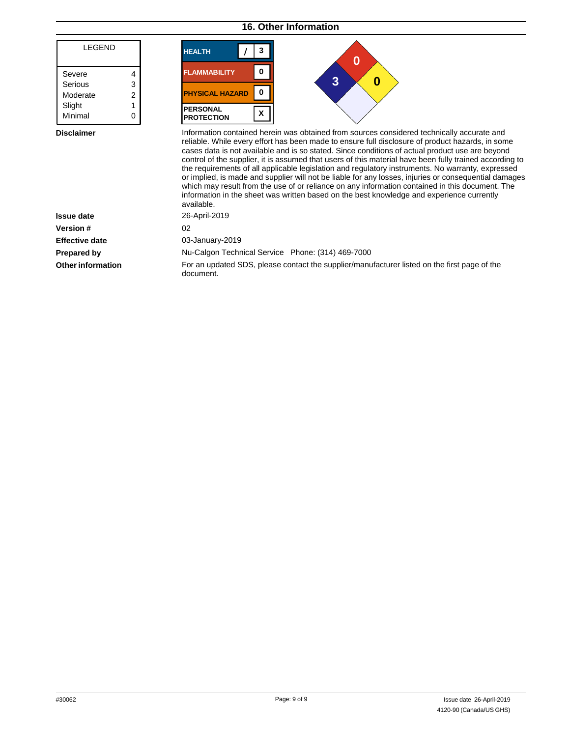## 16. Other Information

| LEGEND | |
|---|---|
| Severe | 4 |
| Serious | 3 |
| Moderate | 2 |
| Slight | 1 |
| Minimal | 0 |

| | |
|---|---|
| HEALTH | / 3 |
| FLAMMABILITY | 0 |
| PHYSICAL HAZARD | 0 |
| PERSONAL PROTECTION | X |

0
3
0

**Disclaimer**

Information contained herein was obtained from sources considered technically accurate and reliable. While every effort has been made to ensure full disclosure of product hazards, in some cases data is not available and is so stated. Since conditions of actual product use are beyond control of the supplier, it is assumed that users of this material have been fully trained according to the requirements of all applicable legislation and regulatory instruments. No warranty, expressed or implied, is made and supplier will not be liable for any losses, injuries or consequential damages which may result from the use of or reliance on any information contained in this document. The information in the sheet was written based on the best knowledge and experience currently available.

**Issue date** 26-April-2019

**Version #** 02

**Effective date** 03-January-2019

**Prepared by** Nu-Calgon Technical Service Phone: (314) 469-7000

**Other information** For an updated SDS, please contact the supplier/manufacturer listed on the first page of the document.